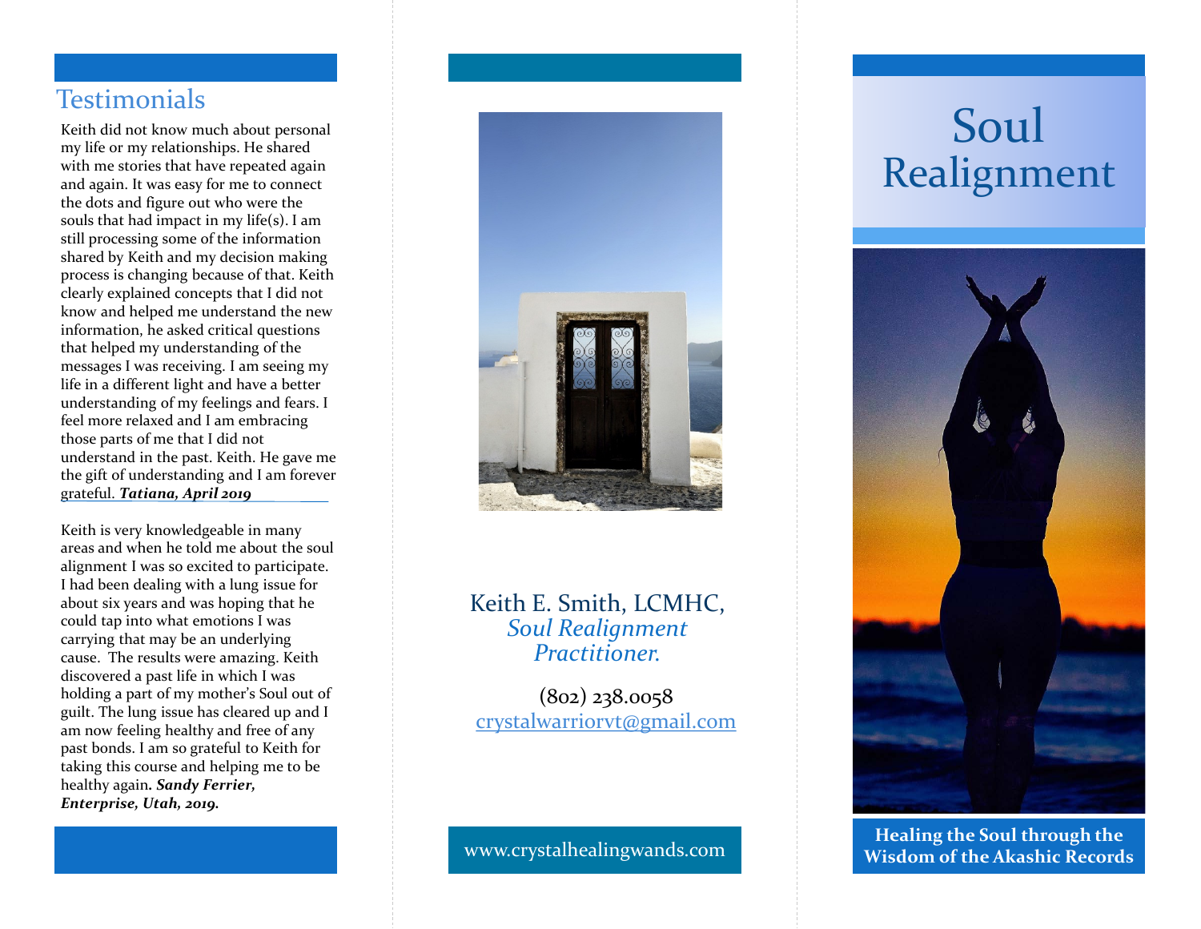## Testimonials

Keith did not know much about personal my life or my relationships. He shared with me stories that have repeated again and again. It was easy for me to connect the dots and figure out who were the souls that had impact in my life(s). I am still processing some of the information shared by Keith and my decision making process is changing because of that. Keith clearly explained concepts that I did not know and helped me understand the new information, he asked critical questions that helped my understanding of the messages I was receiving. I am seeing my life in a different light and have a better understanding of my feelings and fears. I feel more relaxed and I am embracing those parts of me that I did not understand in the past. Keith. He gave me the gift of understanding and I am forever grateful. ***Tatiana, April 2019***

Keith is very knowledgeable in many areas and when he told me about the soul alignment I was so excited to participate. I had been dealing with a lung issue for about six years and was hoping that he could tap into what emotions I was carrying that may be an underlying cause. The results were amazing. Keith discovered a past life in which I was holding a part of my mother's Soul out of guilt. The lung issue has cleared up and I am now feeling healthy and free of any past bonds. I am so grateful to Keith for taking this course and helping me to be healthy again**. *Sandy Ferrier, Enterprise, Utah, 2019.***

Keith E. Smith, LCMHC,
*Soul Realignment Practitioner.*

(802) 238.0058
crystalwarriorvt@gmail.com

www.crystalhealingwands.com

# Soul Realignment

**Healing the Soul through the Wisdom of the Akashic Records**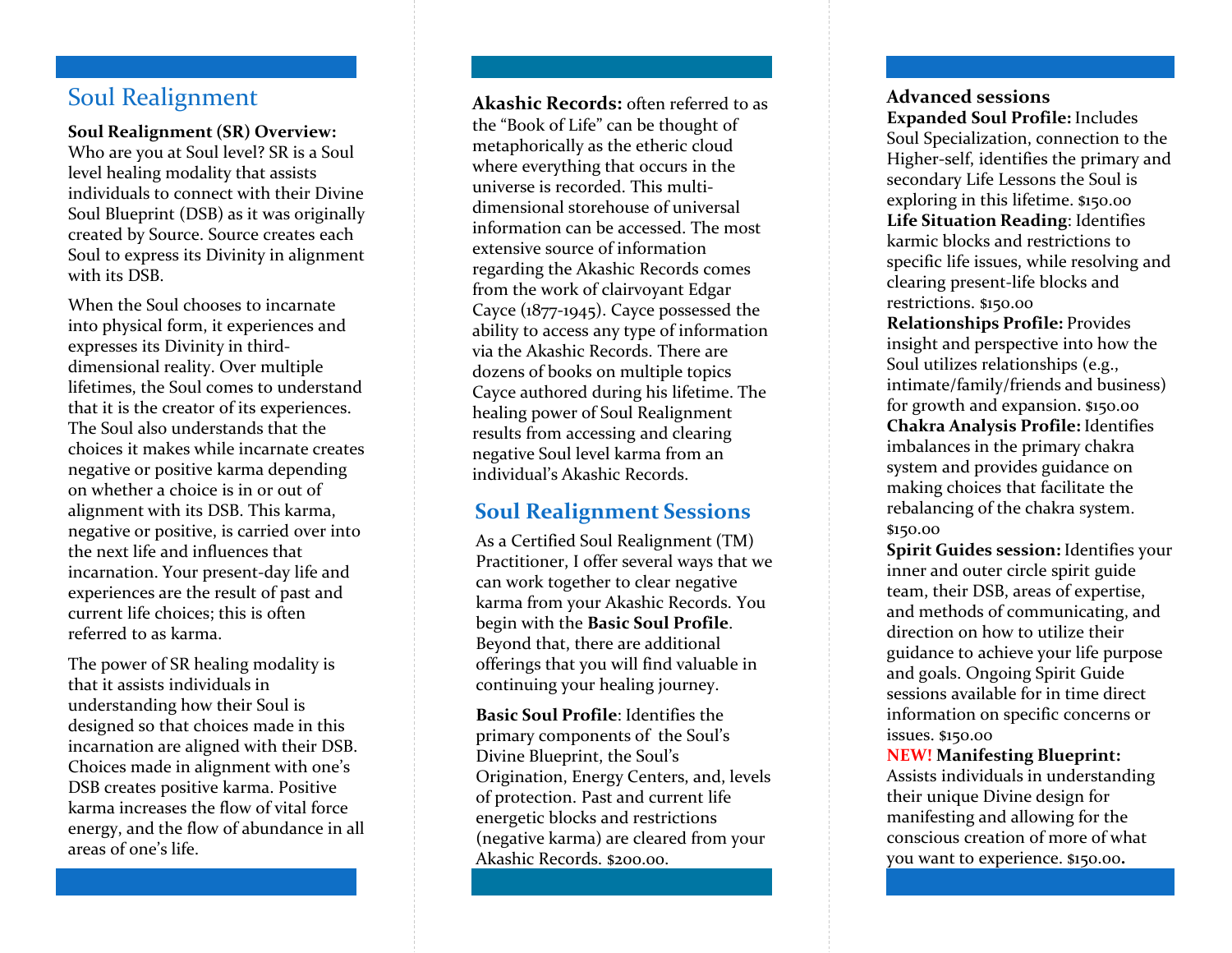## Soul Realignment

**Soul Realignment (SR) Overview:** Who are you at Soul level? SR is a Soul level healing modality that assists individuals to connect with their Divine Soul Blueprint (DSB) as it was originally created by Source. Source creates each Soul to express its Divinity in alignment with its DSB.

When the Soul chooses to incarnate into physical form, it experiences and expresses its Divinity in third-dimensional reality. Over multiple lifetimes, the Soul comes to understand that it is the creator of its experiences. The Soul also understands that the choices it makes while incarnate creates negative or positive karma depending on whether a choice is in or out of alignment with its DSB. This karma, negative or positive, is carried over into the next life and influences that incarnation. Your present-day life and experiences are the result of past and current life choices; this is often referred to as karma.

The power of SR healing modality is that it assists individuals in understanding how their Soul is designed so that choices made in this incarnation are aligned with their DSB. Choices made in alignment with one's DSB creates positive karma. Positive karma increases the flow of vital force energy, and the flow of abundance in all areas of one's life.

**Akashic Records:** often referred to as the "Book of Life" can be thought of metaphorically as the etheric cloud where everything that occurs in the universe is recorded. This multi-dimensional storehouse of universal information can be accessed. The most extensive source of information regarding the Akashic Records comes from the work of clairvoyant Edgar Cayce (1877-1945). Cayce possessed the ability to access any type of information via the Akashic Records. There are dozens of books on multiple topics Cayce authored during his lifetime. The healing power of Soul Realignment results from accessing and clearing negative Soul level karma from an individual's Akashic Records.

## Soul Realignment Sessions

As a Certified Soul Realignment (TM) Practitioner, I offer several ways that we can work together to clear negative karma from your Akashic Records. You begin with the **Basic Soul Profile**. Beyond that, there are additional offerings that you will find valuable in continuing your healing journey.

**Basic Soul Profile**: Identifies the primary components of the Soul's Divine Blueprint, the Soul's Origination, Energy Centers, and, levels of protection. Past and current life energetic blocks and restrictions (negative karma) are cleared from your Akashic Records. $200.00.

**Advanced sessions**

**Expanded Soul Profile:** Includes Soul Specialization, connection to the Higher-self, identifies the primary and secondary Life Lessons the Soul is exploring in this lifetime. $150.00

**Life Situation Reading**: Identifies karmic blocks and restrictions to specific life issues, while resolving and clearing present-life blocks and restrictions. $150.00

**Relationships Profile:** Provides insight and perspective into how the Soul utilizes relationships (e.g., intimate/family/friends and business) for growth and expansion. $150.00

**Chakra Analysis Profile:** Identifies imbalances in the primary chakra system and provides guidance on making choices that facilitate the rebalancing of the chakra system. $150.00

**Spirit Guides session:** Identifies your inner and outer circle spirit guide team, their DSB, areas of expertise, and methods of communicating, and direction on how to utilize their guidance to achieve your life purpose and goals. Ongoing Spirit Guide sessions available for in time direct information on specific concerns or issues. $150.00

**NEW! Manifesting Blueprint:** Assists individuals in understanding their unique Divine design for manifesting and allowing for the conscious creation of more of what you want to experience. $150.00**.**